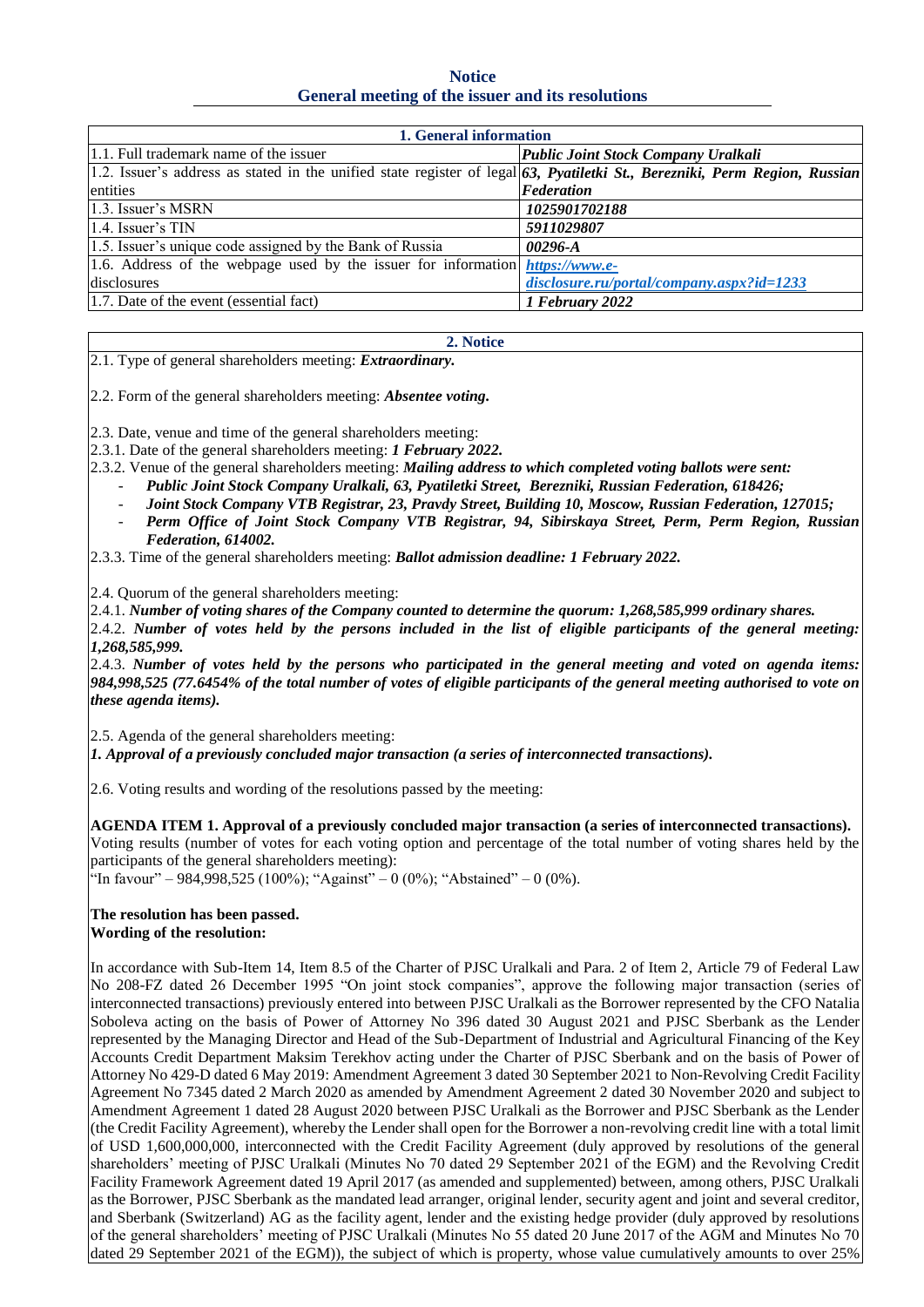# Notice
## General meeting of the issuer and its resolutions

| 1. General information | |
|---|---|
| 1.1. Full trademark name of the issuer | ***Public Joint Stock Company Uralkali*** |
| 1.2. Issuer's address as stated in the unified state register of legal entities | ***63, Pyatiletki St., Berezniki, Perm Region, Russian Federation*** |
| 1.3. Issuer's MSRN | ***1025901702188*** |
| 1.4. Issuer's TIN | ***5911029807*** |
| 1.5. Issuer's unique code assigned by the Bank of Russia | ***00296-A*** |
| 1.6. Address of the webpage used by the issuer for information disclosures | ***https://www.e-disclosure.ru/portal/company.aspx?id=1233*** |
| 1.7. Date of the event (essential fact) | ***1 February 2022*** |

**2. Notice**

2.1. Type of general shareholders meeting: ***Extraordinary.***

2.2. Form of the general shareholders meeting: ***Absentee voting.***

2.3. Date, venue and time of the general shareholders meeting:

2.3.1. Date of the general shareholders meeting: ***1 February 2022.***

2.3.2. Venue of the general shareholders meeting: ***Mailing address to which completed voting ballots were sent:***

- ***Public Joint Stock Company Uralkali, 63, Pyatiletki Street, Berezniki, Russian Federation, 618426;***
- ***Joint Stock Company VTB Registrar, 23, Pravdy Street, Building 10, Moscow, Russian Federation, 127015;***
- ***Perm Office of Joint Stock Company VTB Registrar, 94, Sibirskaya Street, Perm, Perm Region, Russian Federation, 614002.***

2.3.3. Time of the general shareholders meeting: ***Ballot admission deadline: 1 February 2022.***

2.4. Quorum of the general shareholders meeting:

2.4.1. ***Number of voting shares of the Company counted to determine the quorum: 1,268,585,999 ordinary shares.***

2.4.2. ***Number of votes held by the persons included in the list of eligible participants of the general meeting: 1,268,585,999.***

2.4.3. ***Number of votes held by the persons who participated in the general meeting and voted on agenda items: 984,998,525 (77.6454% of the total number of votes of eligible participants of the general meeting authorised to vote on these agenda items).***

2.5. Agenda of the general shareholders meeting:

***1. Approval of a previously concluded major transaction (a series of interconnected transactions).***

2.6. Voting results and wording of the resolutions passed by the meeting:

**AGENDA ITEM 1. Approval of a previously concluded major transaction (a series of interconnected transactions).**
Voting results (number of votes for each voting option and percentage of the total number of voting shares held by the participants of the general shareholders meeting):
"In favour" – 984,998,525 (100%); "Against" – 0 (0%); "Abstained" – 0 (0%).

**The resolution has been passed.**
**Wording of the resolution:**

In accordance with Sub-Item 14, Item 8.5 of the Charter of PJSC Uralkali and Para. 2 of Item 2, Article 79 of Federal Law No 208-FZ dated 26 December 1995 "On joint stock companies", approve the following major transaction (series of interconnected transactions) previously entered into between PJSC Uralkali as the Borrower represented by the CFO Natalia Soboleva acting on the basis of Power of Attorney No 396 dated 30 August 2021 and PJSC Sberbank as the Lender represented by the Managing Director and Head of the Sub-Department of Industrial and Agricultural Financing of the Key Accounts Credit Department Maksim Terekhov acting under the Charter of PJSC Sberbank and on the basis of Power of Attorney No 429-D dated 6 May 2019: Amendment Agreement 3 dated 30 September 2021 to Non-Revolving Credit Facility Agreement No 7345 dated 2 March 2020 as amended by Amendment Agreement 2 dated 30 November 2020 and subject to Amendment Agreement 1 dated 28 August 2020 between PJSC Uralkali as the Borrower and PJSC Sberbank as the Lender (the Credit Facility Agreement), whereby the Lender shall open for the Borrower a non-revolving credit line with a total limit of USD 1,600,000,000, interconnected with the Credit Facility Agreement (duly approved by resolutions of the general shareholders' meeting of PJSC Uralkali (Minutes No 70 dated 29 September 2021 of the EGM) and the Revolving Credit Facility Framework Agreement dated 19 April 2017 (as amended and supplemented) between, among others, PJSC Uralkali as the Borrower, PJSC Sberbank as the mandated lead arranger, original lender, security agent and joint and several creditor, and Sberbank (Switzerland) AG as the facility agent, lender and the existing hedge provider (duly approved by resolutions of the general shareholders' meeting of PJSC Uralkali (Minutes No 55 dated 20 June 2017 of the AGM and Minutes No 70 dated 29 September 2021 of the EGM)), the subject of which is property, whose value cumulatively amounts to over 25%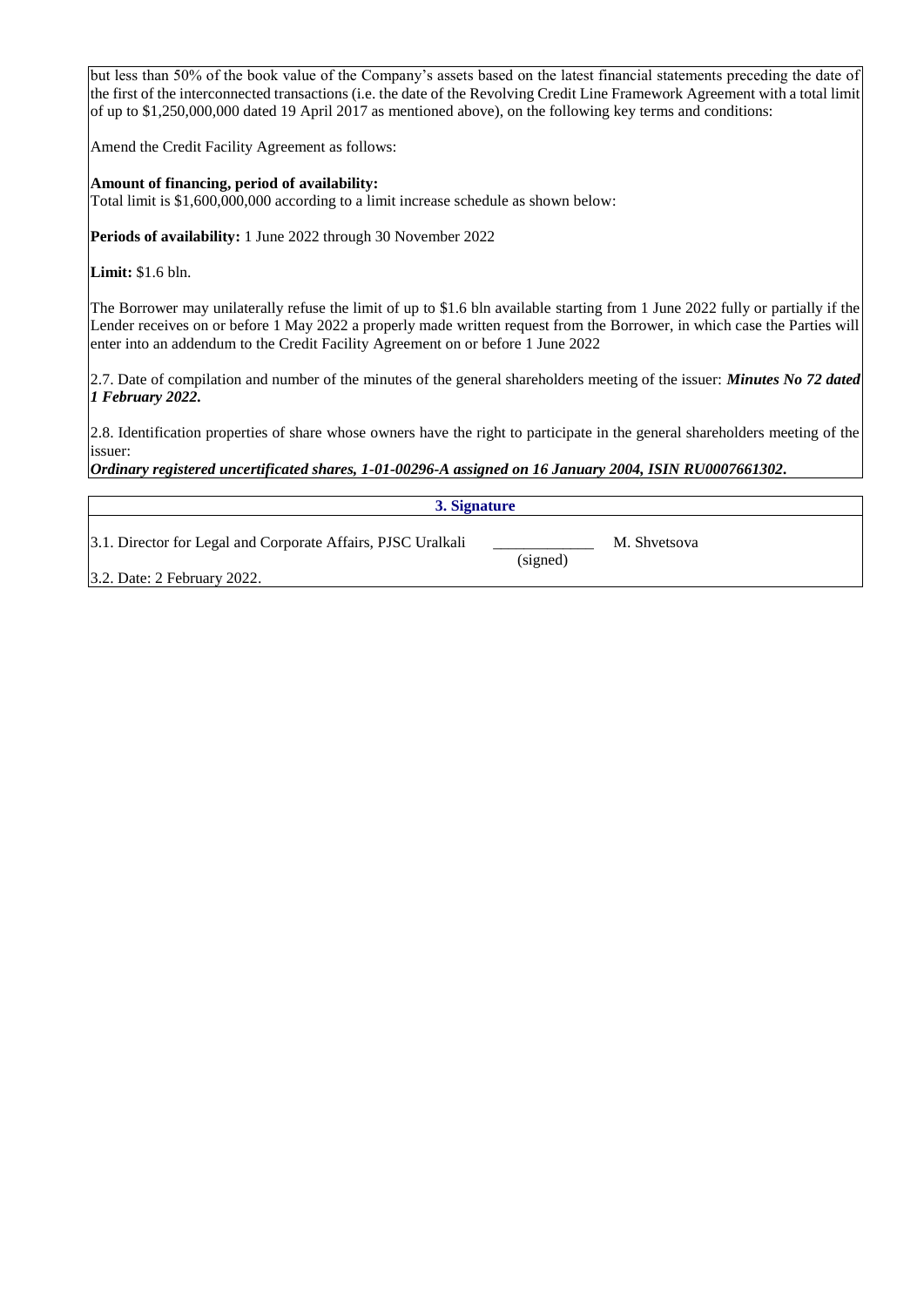but less than 50% of the book value of the Company's assets based on the latest financial statements preceding the date of the first of the interconnected transactions (i.e. the date of the Revolving Credit Line Framework Agreement with a total limit of up to $1,250,000,000 dated 19 April 2017 as mentioned above), on the following key terms and conditions:

Amend the Credit Facility Agreement as follows:

**Amount of financing, period of availability:**
Total limit is $1,600,000,000 according to a limit increase schedule as shown below:

**Periods of availability:** 1 June 2022 through 30 November 2022

**Limit:** $1.6 bln.

The Borrower may unilaterally refuse the limit of up to $1.6 bln available starting from 1 June 2022 fully or partially if the Lender receives on or before 1 May 2022 a properly made written request from the Borrower, in which case the Parties will enter into an addendum to the Credit Facility Agreement on or before 1 June 2022

2.7. Date of compilation and number of the minutes of the general shareholders meeting of the issuer: ***Minutes No 72 dated 1 February 2022.***

2.8. Identification properties of share whose owners have the right to participate in the general shareholders meeting of the issuer:
***Ordinary registered uncertificated shares, 1-01-00296-A assigned on 16 January 2004, ISIN RU0007661302.***

## 3. Signature

3.1. Director for Legal and Corporate Affairs, PJSC Uralkali _____________ (signed) M. Shvetsova

3.2. Date: 2 February 2022.